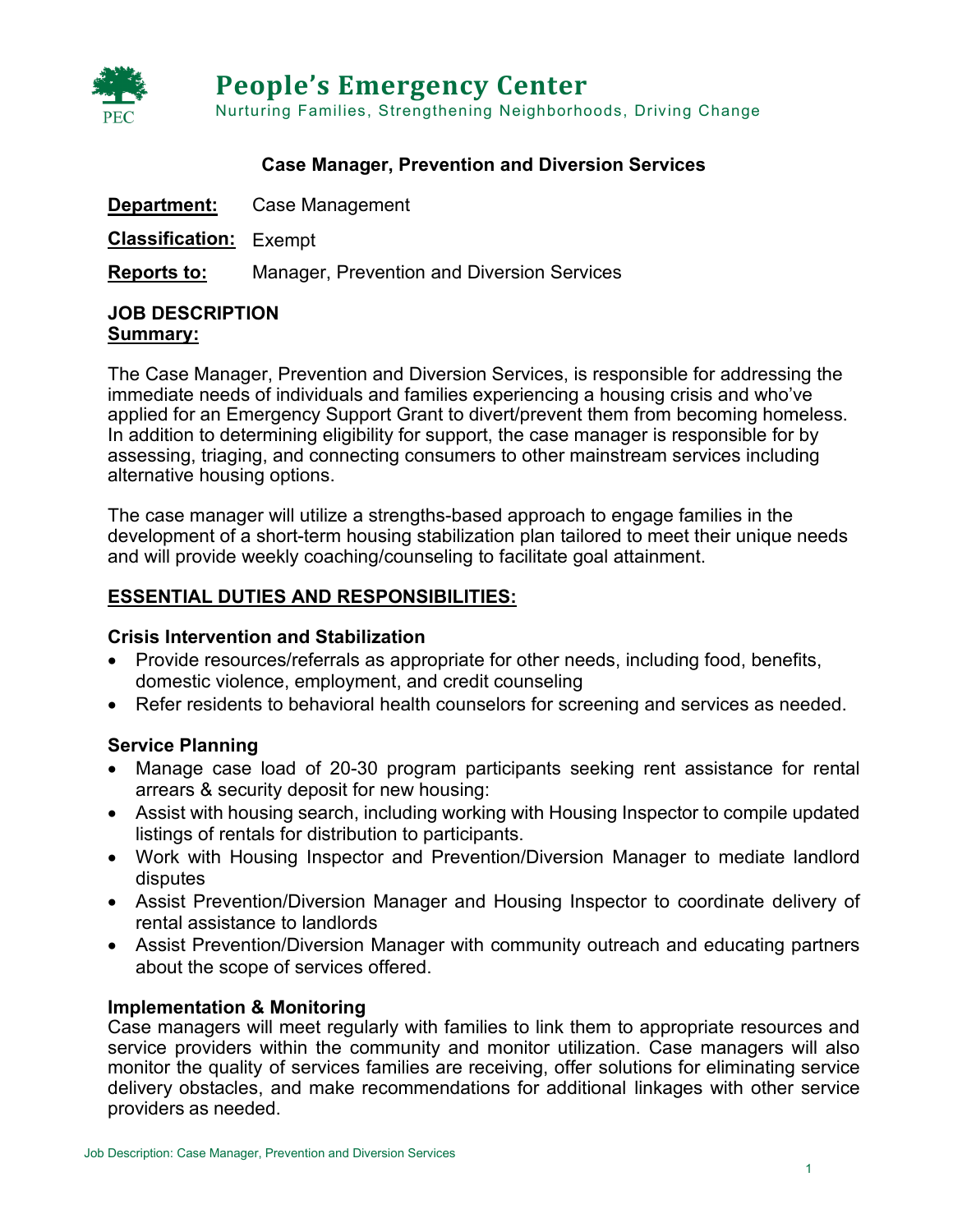# People's Emergency Center

Nurturing Families, Strengthening Neighborhoods, Driving Change

## Case Manager, Prevention and Diversion Services

**Department:** Case Management

**Classification:** Exempt

**Reports to:** Manager, Prevention and Diversion Services

### JOB DESCRIPTION

**Summary:**

The Case Manager, Prevention and Diversion Services, is responsible for addressing the immediate needs of individuals and families experiencing a housing crisis and who've applied for an Emergency Support Grant to divert/prevent them from becoming homeless. In addition to determining eligibility for support, the case manager is responsible for by assessing, triaging, and connecting consumers to other mainstream services including alternative housing options.

The case manager will utilize a strengths-based approach to engage families in the development of a short-term housing stabilization plan tailored to meet their unique needs and will provide weekly coaching/counseling to facilitate goal attainment.

### ESSENTIAL DUTIES AND RESPONSIBILITIES:

**Crisis Intervention and Stabilization**

- Provide resources/referrals as appropriate for other needs, including food, benefits, domestic violence, employment, and credit counseling
- Refer residents to behavioral health counselors for screening and services as needed.

**Service Planning**

- Manage case load of 20-30 program participants seeking rent assistance for rental arrears & security deposit for new housing:
- Assist with housing search, including working with Housing Inspector to compile updated listings of rentals for distribution to participants.
- Work with Housing Inspector and Prevention/Diversion Manager to mediate landlord disputes
- Assist Prevention/Diversion Manager and Housing Inspector to coordinate delivery of rental assistance to landlords
- Assist Prevention/Diversion Manager with community outreach and educating partners about the scope of services offered.

**Implementation & Monitoring**

Case managers will meet regularly with families to link them to appropriate resources and service providers within the community and monitor utilization. Case managers will also monitor the quality of services families are receiving, offer solutions for eliminating service delivery obstacles, and make recommendations for additional linkages with other service providers as needed.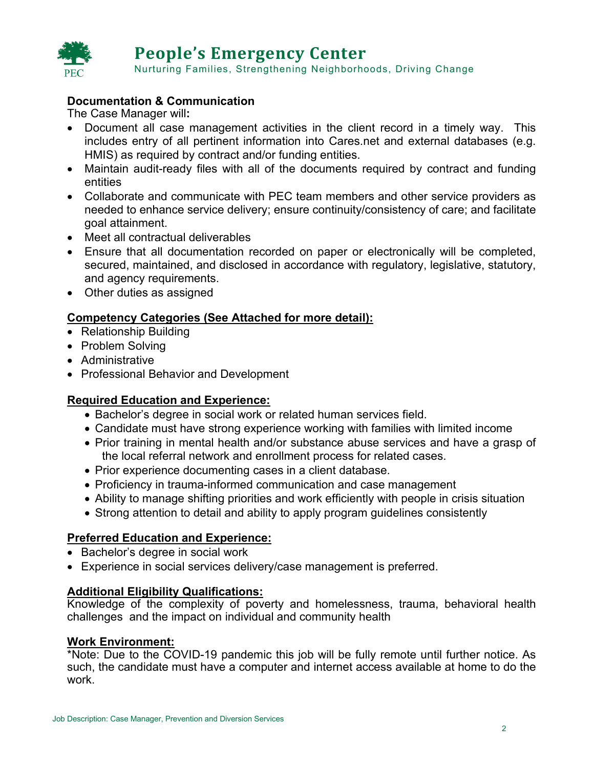**Documentation & Communication**

The Case Manager will**:**

- Document all case management activities in the client record in a timely way. This includes entry of all pertinent information into Cares.net and external databases (e.g. HMIS) as required by contract and/or funding entities.
- Maintain audit-ready files with all of the documents required by contract and funding entities
- Collaborate and communicate with PEC team members and other service providers as needed to enhance service delivery; ensure continuity/consistency of care; and facilitate goal attainment.
- Meet all contractual deliverables
- Ensure that all documentation recorded on paper or electronically will be completed, secured, maintained, and disclosed in accordance with regulatory, legislative, statutory, and agency requirements.
- Other duties as assigned

**Competency Categories (See Attached for more detail):**

- Relationship Building
- Problem Solving
- Administrative
- Professional Behavior and Development

**Required Education and Experience:**

- Bachelor's degree in social work or related human services field.
- Candidate must have strong experience working with families with limited income
- Prior training in mental health and/or substance abuse services and have a grasp of the local referral network and enrollment process for related cases.
- Prior experience documenting cases in a client database.
- Proficiency in trauma-informed communication and case management
- Ability to manage shifting priorities and work efficiently with people in crisis situation
- Strong attention to detail and ability to apply program guidelines consistently

**Preferred Education and Experience:**

- Bachelor's degree in social work
- Experience in social services delivery/case management is preferred.

**Additional Eligibility Qualifications:**

Knowledge of the complexity of poverty and homelessness, trauma, behavioral health challenges and the impact on individual and community health

**Work Environment:**

*Note: Due to the COVID-19 pandemic this job will be fully remote until further notice. As such, the candidate must have a computer and internet access available at home to do the work.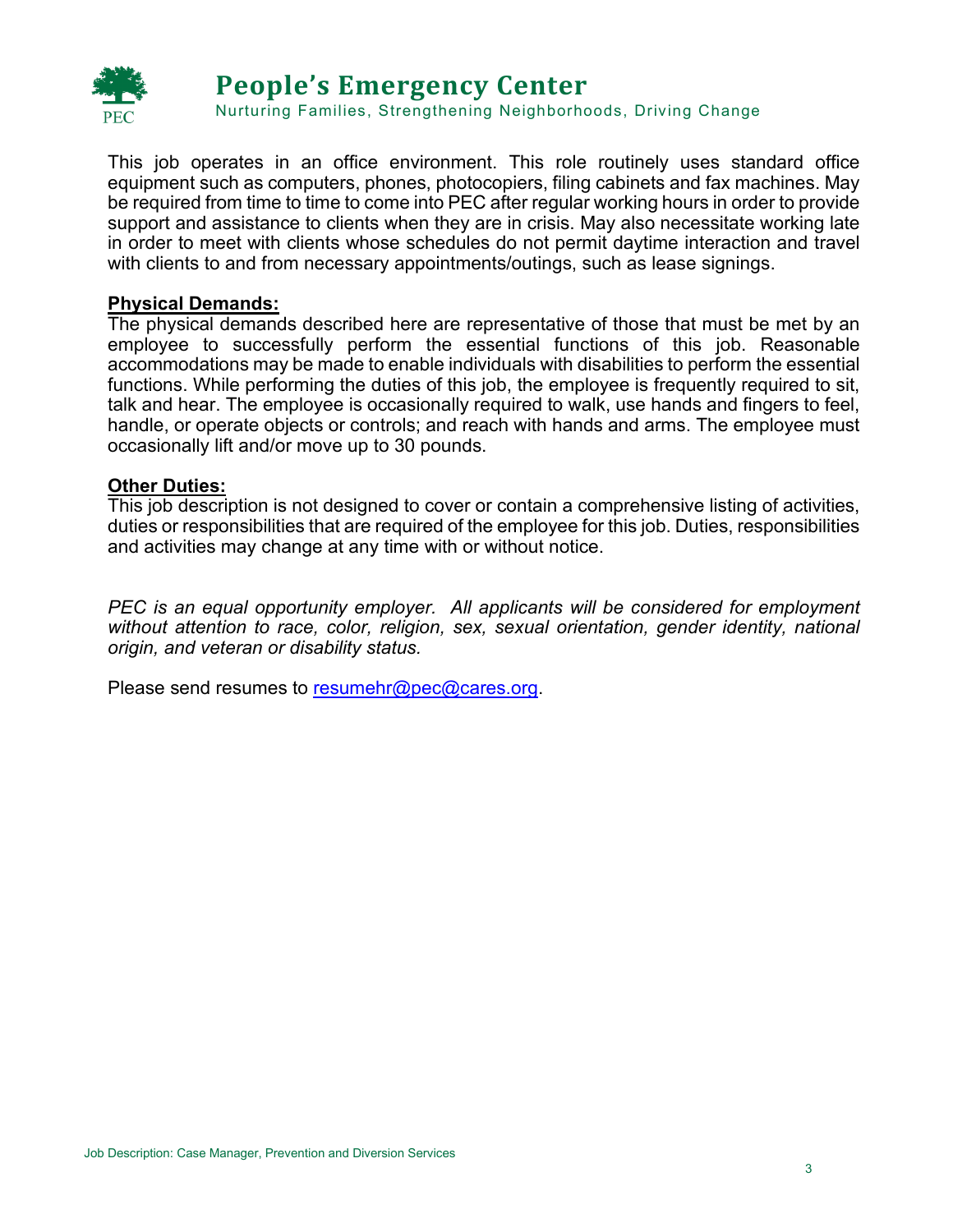This job operates in an office environment. This role routinely uses standard office equipment such as computers, phones, photocopiers, filing cabinets and fax machines. May be required from time to time to come into PEC after regular working hours in order to provide support and assistance to clients when they are in crisis. May also necessitate working late in order to meet with clients whose schedules do not permit daytime interaction and travel with clients to and from necessary appointments/outings, such as lease signings.

**Physical Demands:**

The physical demands described here are representative of those that must be met by an employee to successfully perform the essential functions of this job. Reasonable accommodations may be made to enable individuals with disabilities to perform the essential functions. While performing the duties of this job, the employee is frequently required to sit, talk and hear. The employee is occasionally required to walk, use hands and fingers to feel, handle, or operate objects or controls; and reach with hands and arms. The employee must occasionally lift and/or move up to 30 pounds.

**Other Duties:**

This job description is not designed to cover or contain a comprehensive listing of activities, duties or responsibilities that are required of the employee for this job. Duties, responsibilities and activities may change at any time with or without notice.

*PEC is an equal opportunity employer. All applicants will be considered for employment without attention to race, color, religion, sex, sexual orientation, gender identity, national origin, and veteran or disability status.*

Please send resumes to resumehr@pec@cares.org.